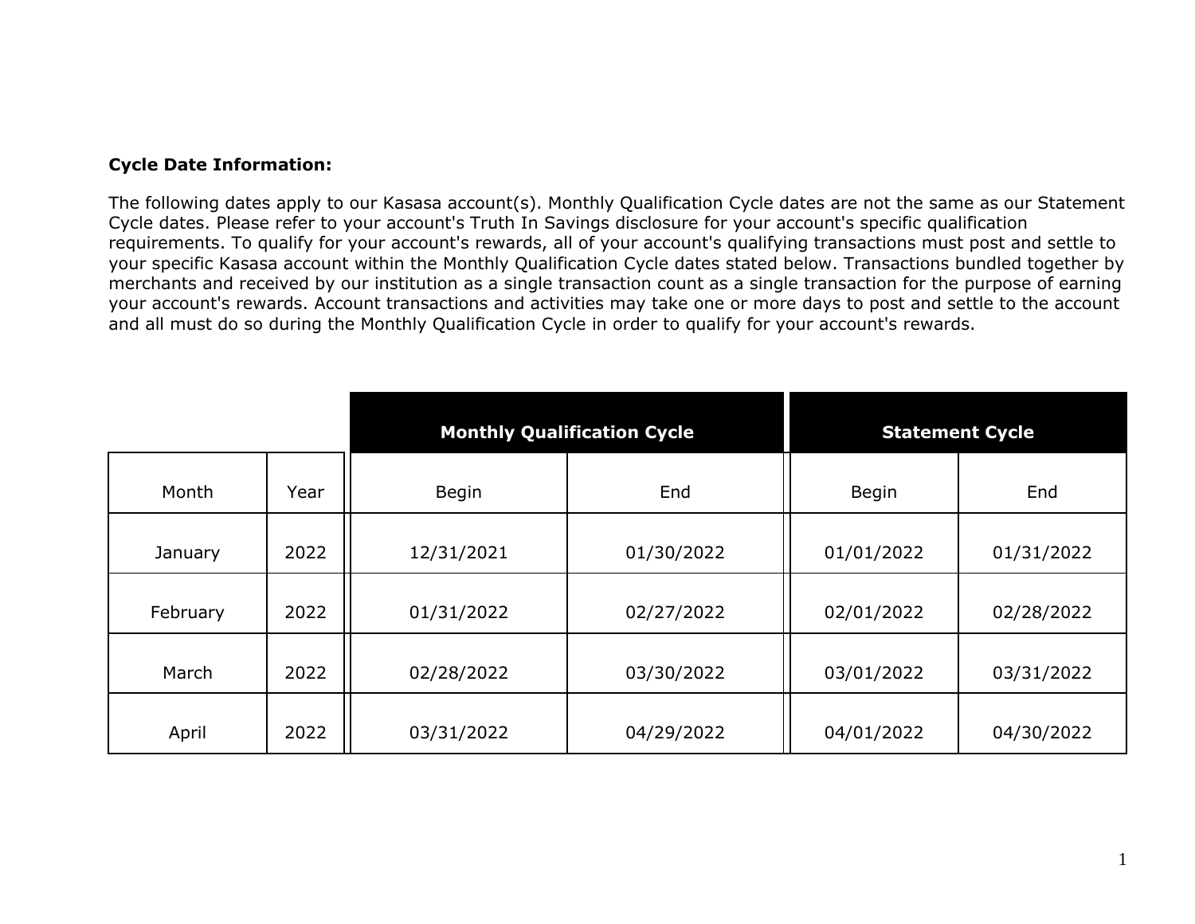**Cycle Date Information:**

The following dates apply to our Kasasa account(s). Monthly Qualification Cycle dates are not the same as our Statement Cycle dates. Please refer to your account's Truth In Savings disclosure for your account's specific qualification requirements. To qualify for your account's rewards, all of your account's qualifying transactions must post and settle to your specific Kasasa account within the Monthly Qualification Cycle dates stated below. Transactions bundled together by merchants and received by our institution as a single transaction count as a single transaction for the purpose of earning your account's rewards. Account transactions and activities may take one or more days to post and settle to the account and all must do so during the Monthly Qualification Cycle in order to qualify for your account's rewards.

| | | Monthly Qualification Cycle | | Statement Cycle | |
|---|---|---|---|---|---|
| Month | Year | Begin | End | Begin | End |
| January | 2022 | 12/31/2021 | 01/30/2022 | 01/01/2022 | 01/31/2022 |
| February | 2022 | 01/31/2022 | 02/27/2022 | 02/01/2022 | 02/28/2022 |
| March | 2022 | 02/28/2022 | 03/30/2022 | 03/01/2022 | 03/31/2022 |
| April | 2022 | 03/31/2022 | 04/29/2022 | 04/01/2022 | 04/30/2022 |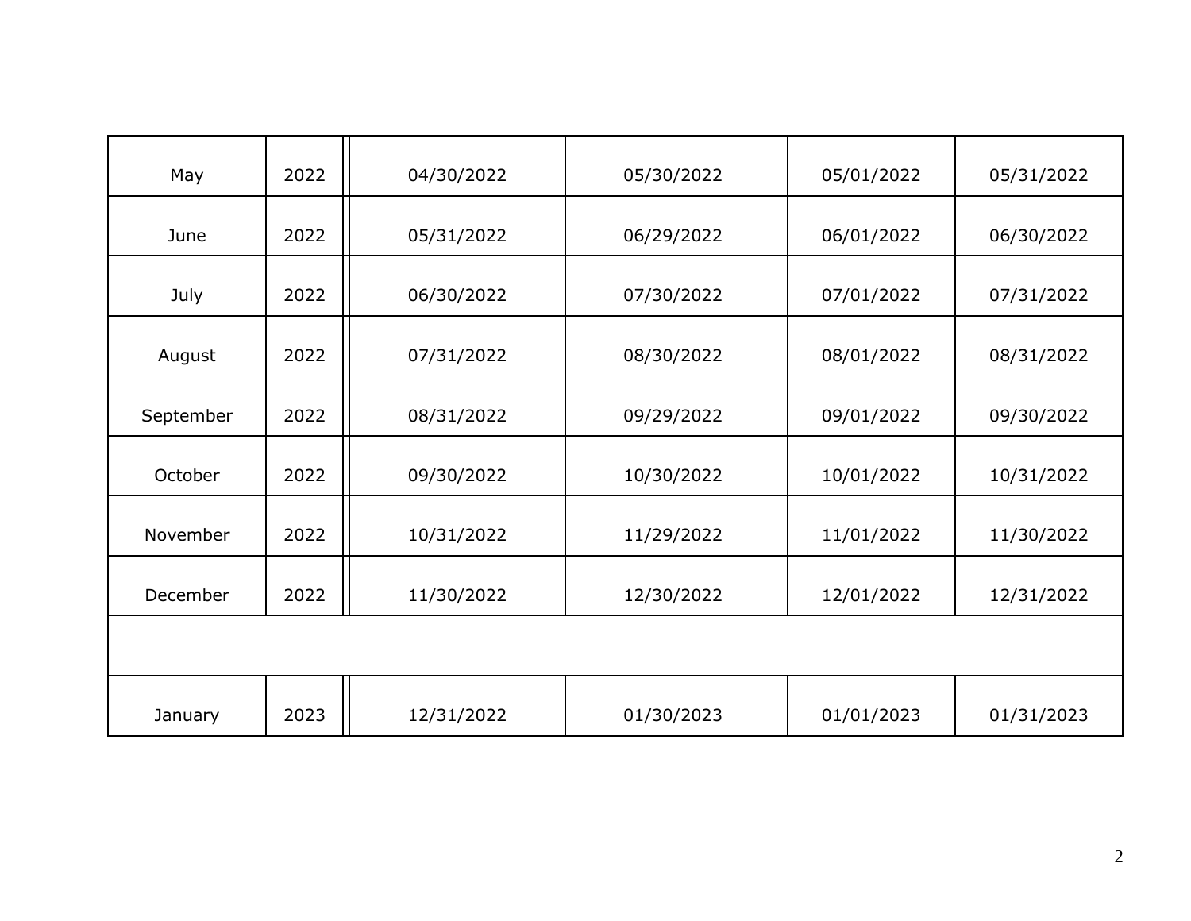| | | | | | |
|---|---|---|---|---|---|
| May | 2022 | 04/30/2022 | 05/30/2022 | 05/01/2022 | 05/31/2022 |
| June | 2022 | 05/31/2022 | 06/29/2022 | 06/01/2022 | 06/30/2022 |
| July | 2022 | 06/30/2022 | 07/30/2022 | 07/01/2022 | 07/31/2022 |
| August | 2022 | 07/31/2022 | 08/30/2022 | 08/01/2022 | 08/31/2022 |
| September | 2022 | 08/31/2022 | 09/29/2022 | 09/01/2022 | 09/30/2022 |
| October | 2022 | 09/30/2022 | 10/30/2022 | 10/01/2022 | 10/31/2022 |
| November | 2022 | 10/31/2022 | 11/29/2022 | 11/01/2022 | 11/30/2022 |
| December | 2022 | 11/30/2022 | 12/30/2022 | 12/01/2022 | 12/31/2022 |
| | | | | | |
| January | 2023 | 12/31/2022 | 01/30/2023 | 01/01/2023 | 01/31/2023 |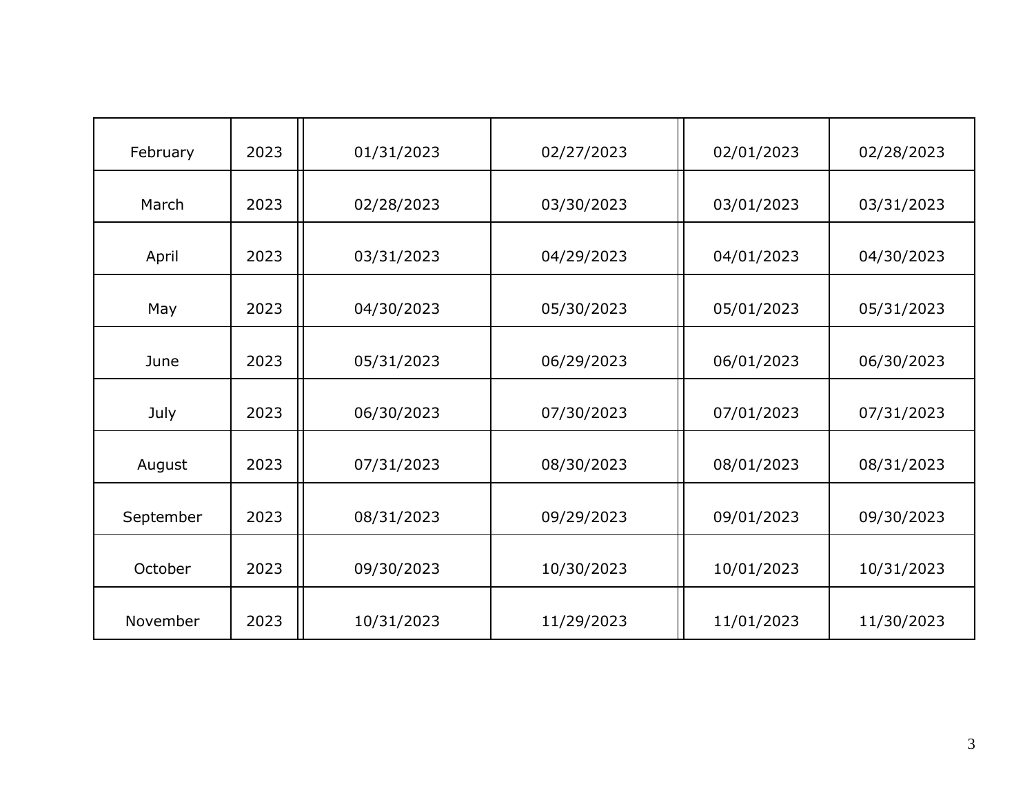| | | | | | |
|---|---|---|---|---|---|
| February | 2023 | 01/31/2023 | 02/27/2023 | 02/01/2023 | 02/28/2023 |
| March | 2023 | 02/28/2023 | 03/30/2023 | 03/01/2023 | 03/31/2023 |
| April | 2023 | 03/31/2023 | 04/29/2023 | 04/01/2023 | 04/30/2023 |
| May | 2023 | 04/30/2023 | 05/30/2023 | 05/01/2023 | 05/31/2023 |
| June | 2023 | 05/31/2023 | 06/29/2023 | 06/01/2023 | 06/30/2023 |
| July | 2023 | 06/30/2023 | 07/30/2023 | 07/01/2023 | 07/31/2023 |
| August | 2023 | 07/31/2023 | 08/30/2023 | 08/01/2023 | 08/31/2023 |
| September | 2023 | 08/31/2023 | 09/29/2023 | 09/01/2023 | 09/30/2023 |
| October | 2023 | 09/30/2023 | 10/30/2023 | 10/01/2023 | 10/31/2023 |
| November | 2023 | 10/31/2023 | 11/29/2023 | 11/01/2023 | 11/30/2023 |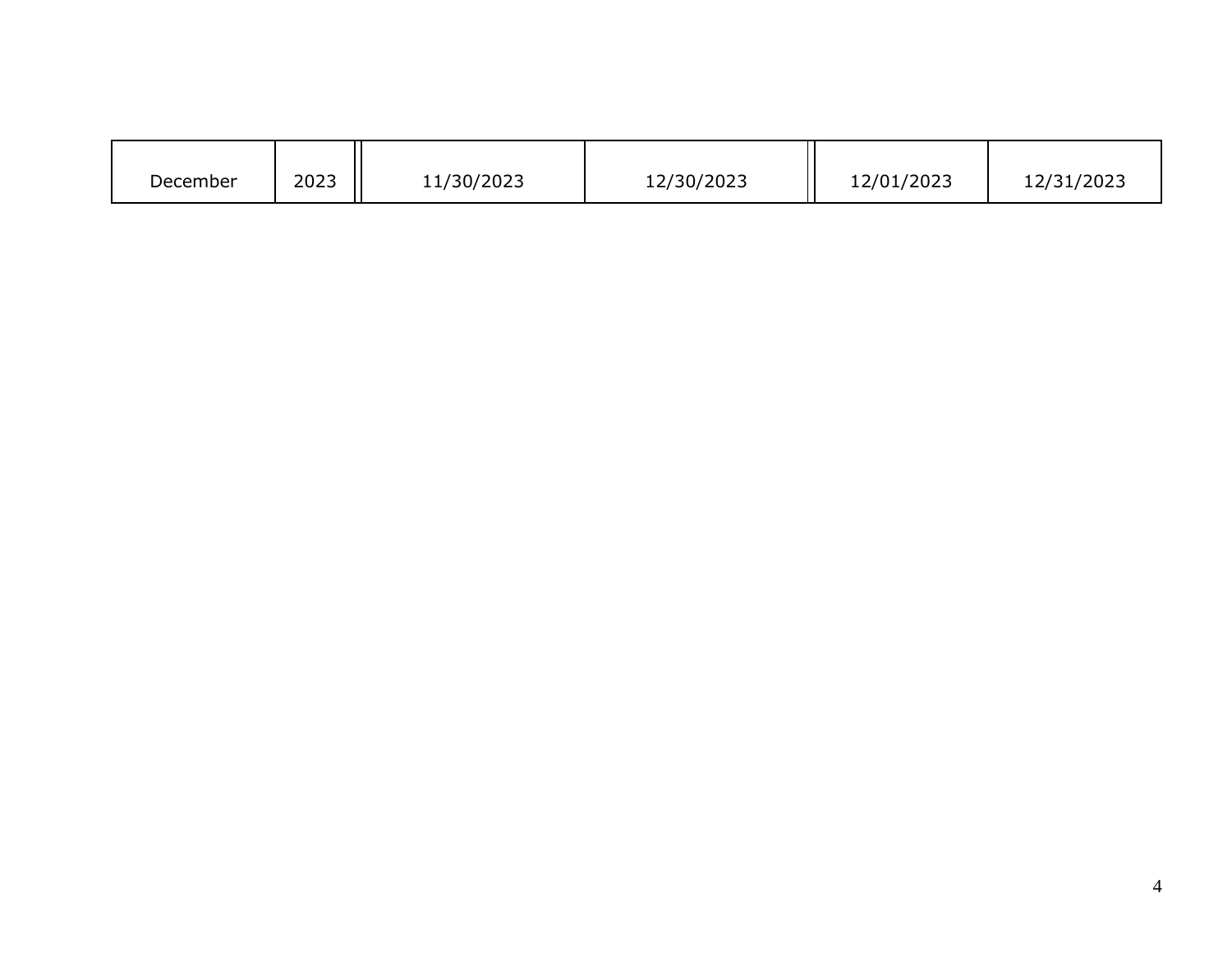| | | | | | |
|---|---|---|---|---|---|
| December | 2023 | 11/30/2023 | 12/30/2023 | 12/01/2023 | 12/31/2023 |